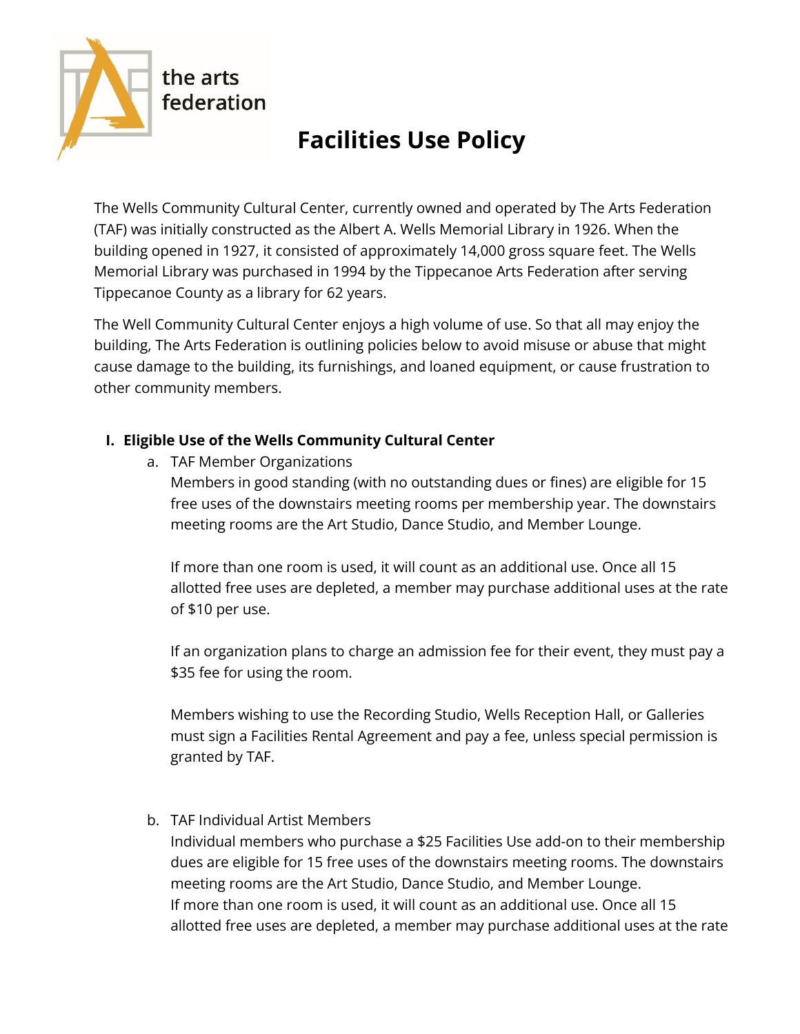the arts federation

# Facilities Use Policy

The Wells Community Cultural Center, currently owned and operated by The Arts Federation (TAF) was initially constructed as the Albert A. Wells Memorial Library in 1926. When the building opened in 1927, it consisted of approximately 14,000 gross square feet. The Wells Memorial Library was purchased in 1994 by the Tippecanoe Arts Federation after serving Tippecanoe County as a library for 62 years.

The Well Community Cultural Center enjoys a high volume of use. So that all may enjoy the building, The Arts Federation is outlining policies below to avoid misuse or abuse that might cause damage to the building, its furnishings, and loaned equipment, or cause frustration to other community members.

## I. Eligible Use of the Wells Community Cultural Center

a. TAF Member Organizations

Members in good standing (with no outstanding dues or fines) are eligible for 15 free uses of the downstairs meeting rooms per membership year. The downstairs meeting rooms are the Art Studio, Dance Studio, and Member Lounge.

If more than one room is used, it will count as an additional use. Once all 15 allotted free uses are depleted, a member may purchase additional uses at the rate of $10 per use.

If an organization plans to charge an admission fee for their event, they must pay a $35 fee for using the room.

Members wishing to use the Recording Studio, Wells Reception Hall, or Galleries must sign a Facilities Rental Agreement and pay a fee, unless special permission is granted by TAF.

b. TAF Individual Artist Members

Individual members who purchase a $25 Facilities Use add-on to their membership dues are eligible for 15 free uses of the downstairs meeting rooms. The downstairs meeting rooms are the Art Studio, Dance Studio, and Member Lounge.
If more than one room is used, it will count as an additional use. Once all 15 allotted free uses are depleted, a member may purchase additional uses at the rate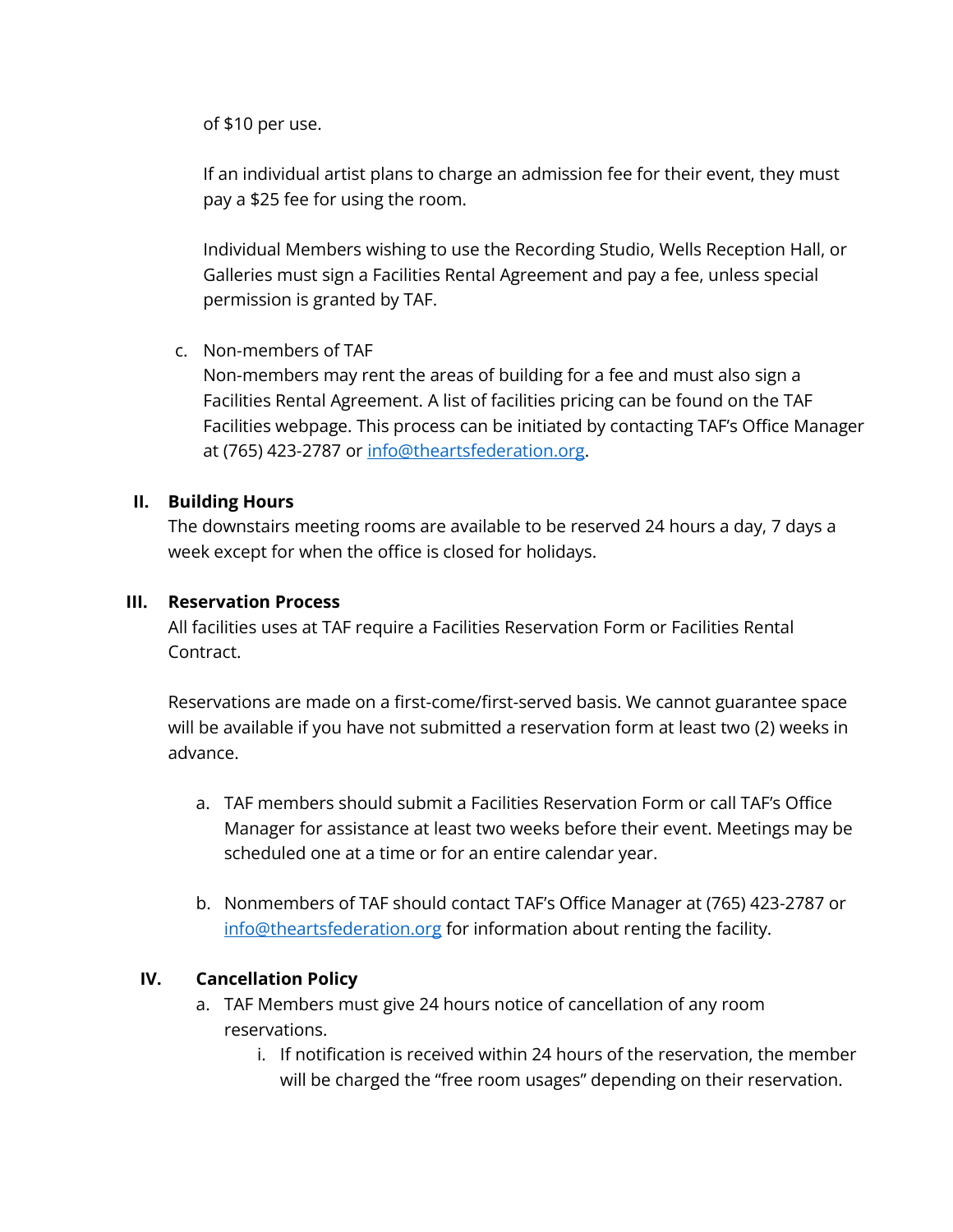of $10 per use.

If an individual artist plans to charge an admission fee for their event, they must pay a $25 fee for using the room.

Individual Members wishing to use the Recording Studio, Wells Reception Hall, or Galleries must sign a Facilities Rental Agreement and pay a fee, unless special permission is granted by TAF.

c. Non-members of TAF
   Non-members may rent the areas of building for a fee and must also sign a Facilities Rental Agreement. A list of facilities pricing can be found on the TAF Facilities webpage. This process can be initiated by contacting TAF's Office Manager at (765) 423-2787 or [info@theartsfederation.org](mailto:info@theartsfederation.org).

## II. Building Hours

The downstairs meeting rooms are available to be reserved 24 hours a day, 7 days a week except for when the office is closed for holidays.

## III. Reservation Process

All facilities uses at TAF require a Facilities Reservation Form or Facilities Rental Contract.

Reservations are made on a first-come/first-served basis. We cannot guarantee space will be available if you have not submitted a reservation form at least two (2) weeks in advance.

a. TAF members should submit a Facilities Reservation Form or call TAF's Office Manager for assistance at least two weeks before their event. Meetings may be scheduled one at a time or for an entire calendar year.

b. Nonmembers of TAF should contact TAF's Office Manager at (765) 423-2787 or [info@theartsfederation.org](mailto:info@theartsfederation.org) for information about renting the facility.

## IV. Cancellation Policy

a. TAF Members must give 24 hours notice of cancellation of any room reservations.
   i. If notification is received within 24 hours of the reservation, the member will be charged the "free room usages" depending on their reservation.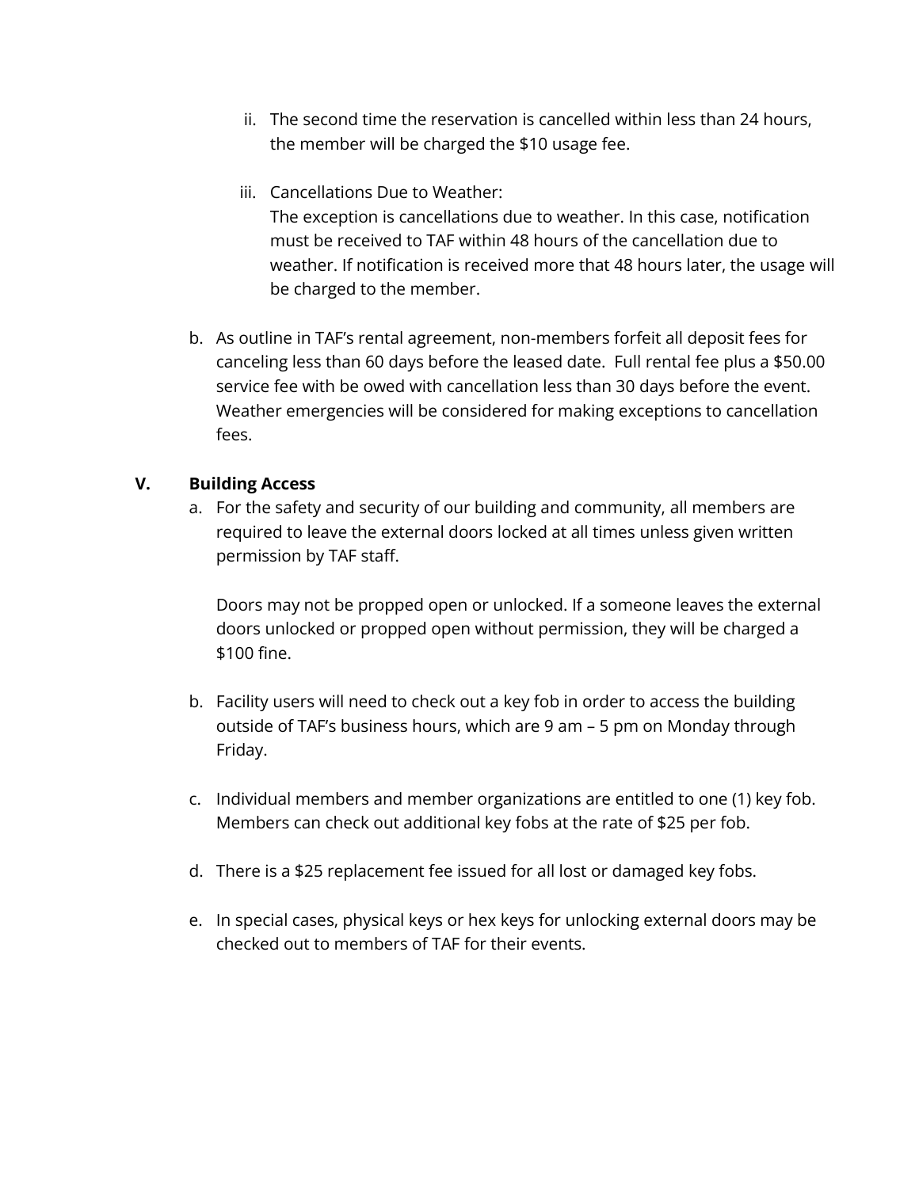ii. The second time the reservation is cancelled within less than 24 hours, the member will be charged the $10 usage fee.

iii. Cancellations Due to Weather:
The exception is cancellations due to weather. In this case, notification must be received to TAF within 48 hours of the cancellation due to weather. If notification is received more that 48 hours later, the usage will be charged to the member.

b. As outline in TAF's rental agreement, non-members forfeit all deposit fees for canceling less than 60 days before the leased date. Full rental fee plus a $50.00 service fee with be owed with cancellation less than 30 days before the event. Weather emergencies will be considered for making exceptions to cancellation fees.

## V. Building Access

a. For the safety and security of our building and community, all members are required to leave the external doors locked at all times unless given written permission by TAF staff.

Doors may not be propped open or unlocked. If a someone leaves the external doors unlocked or propped open without permission, they will be charged a $100 fine.

b. Facility users will need to check out a key fob in order to access the building outside of TAF's business hours, which are 9 am – 5 pm on Monday through Friday.

c. Individual members and member organizations are entitled to one (1) key fob. Members can check out additional key fobs at the rate of $25 per fob.

d. There is a $25 replacement fee issued for all lost or damaged key fobs.

e. In special cases, physical keys or hex keys for unlocking external doors may be checked out to members of TAF for their events.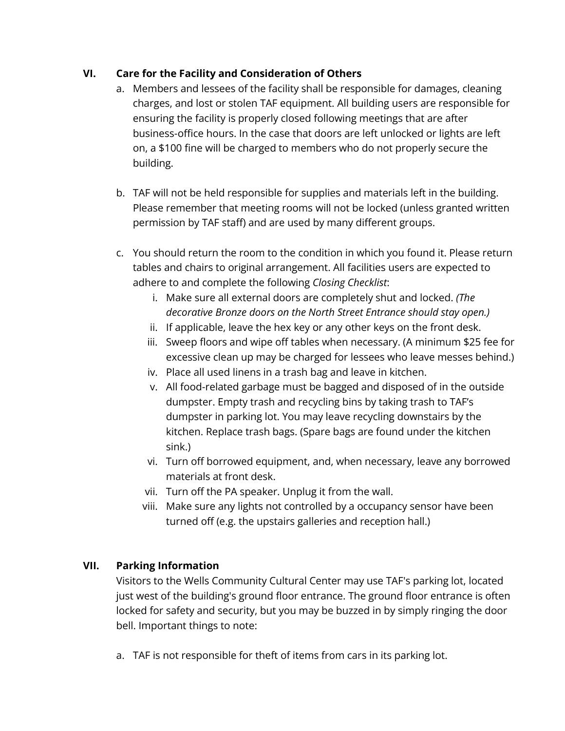## VI. Care for the Facility and Consideration of Others

a. Members and lessees of the facility shall be responsible for damages, cleaning charges, and lost or stolen TAF equipment. All building users are responsible for ensuring the facility is properly closed following meetings that are after business-office hours. In the case that doors are left unlocked or lights are left on, a $100 fine will be charged to members who do not properly secure the building.

b. TAF will not be held responsible for supplies and materials left in the building. Please remember that meeting rooms will not be locked (unless granted written permission by TAF staff) and are used by many different groups.

c. You should return the room to the condition in which you found it. Please return tables and chairs to original arrangement. All facilities users are expected to adhere to and complete the following *Closing Checklist*:
   i. Make sure all external doors are completely shut and locked. *(The decorative Bronze doors on the North Street Entrance should stay open.)*
   ii. If applicable, leave the hex key or any other keys on the front desk.
   iii. Sweep floors and wipe off tables when necessary. (A minimum $25 fee for excessive clean up may be charged for lessees who leave messes behind.)
   iv. Place all used linens in a trash bag and leave in kitchen.
   v. All food-related garbage must be bagged and disposed of in the outside dumpster. Empty trash and recycling bins by taking trash to TAF's dumpster in parking lot. You may leave recycling downstairs by the kitchen. Replace trash bags. (Spare bags are found under the kitchen sink.)
   vi. Turn off borrowed equipment, and, when necessary, leave any borrowed materials at front desk.
   vii. Turn off the PA speaker. Unplug it from the wall.
   viii. Make sure any lights not controlled by a occupancy sensor have been turned off (e.g. the upstairs galleries and reception hall.)

## VII. Parking Information

Visitors to the Wells Community Cultural Center may use TAF's parking lot, located just west of the building's ground floor entrance. The ground floor entrance is often locked for safety and security, but you may be buzzed in by simply ringing the door bell. Important things to note:

a. TAF is not responsible for theft of items from cars in its parking lot.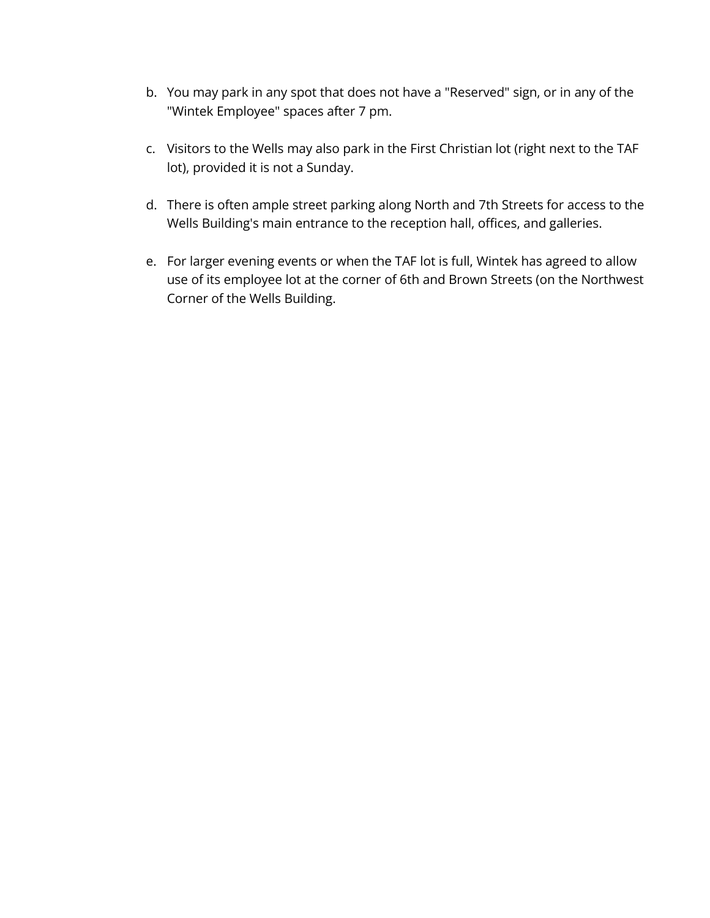b. You may park in any spot that does not have a "Reserved" sign, or in any of the "Wintek Employee" spaces after 7 pm.

c. Visitors to the Wells may also park in the First Christian lot (right next to the TAF lot), provided it is not a Sunday.

d. There is often ample street parking along North and 7th Streets for access to the Wells Building's main entrance to the reception hall, offices, and galleries.

e. For larger evening events or when the TAF lot is full, Wintek has agreed to allow use of its employee lot at the corner of 6th and Brown Streets (on the Northwest Corner of the Wells Building.